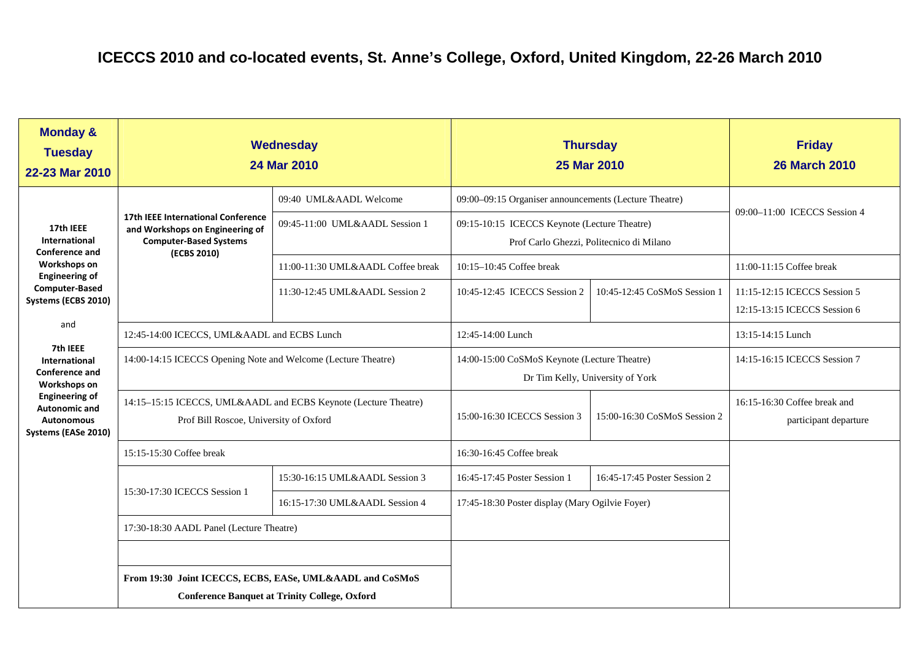# ICECCS 2010 and co-located events, St. Anne's College, Oxford, United Kingdom, 22-26 March 2010

| Monday & Tuesday 22-23 Mar 2010 | Wednesday 24 Mar 2010 | | Thursday 25 Mar 2010 | | Friday 26 March 2010 |
|---|---|---|---|---|---|
| **17th IEEE International Conference and Workshops on Engineering of Computer-Based Systems (ECBS 2010)** and **7th IEEE International Conference and Workshops on Engineering of Autonomic and Autonomous Systems (EASe 2010)** | **17th IEEE International Conference and Workshops on Engineering of Computer-Based Systems (ECBS 2010)** | 09:40 UML&AADL Welcome | 09:00–09:15 Organiser announcements (Lecture Theatre) | | 09:00–11:00 ICECCS Session 4 |
| | | 09:45-11:00 UML&AADL Session 1 | 09:15-10:15 ICECCS Keynote (Lecture Theatre) Prof Carlo Ghezzi, Politecnico di Milano | | |
| | | 11:00-11:30 UML&AADL Coffee break | 10:15–10:45 Coffee break | | 11:00-11:15 Coffee break |
| | | 11:30-12:45 UML&AADL Session 2 | 10:45-12:45 ICECCS Session 2 | 10:45-12:45 CoSMoS Session 1 | 11:15-12:15 ICECCS Session 5<br>12:15-13:15 ICECCS Session 6 |
| | 12:45-14:00 ICECCS, UML&AADL and ECBS Lunch | | 12:45-14:00 Lunch | | 13:15-14:15 Lunch |
| | 14:00-14:15 ICECCS Opening Note and Welcome (Lecture Theatre) | | 14:00-15:00 CoSMoS Keynote (Lecture Theatre) Dr Tim Kelly, University of York | | 14:15-16:15 ICECCS Session 7 |
| | 14:15–15:15 ICECCS, UML&AADL and ECBS Keynote (Lecture Theatre) Prof Bill Roscoe, University of Oxford | | 15:00-16:30 ICECCS Session 3 | 15:00-16:30 CoSMoS Session 2 | 16:15-16:30 Coffee break and participant departure |
| | 15:15-15:30 Coffee break | | 16:30-16:45 Coffee break | | |
| | 15:30-17:30 ICECCS Session 1 | 15:30-16:15 UML&AADL Session 3 | 16:45-17:45 Poster Session 1 | 16:45-17:45 Poster Session 2 | |
| | | 16:15-17:30 UML&AADL Session 4 | 17:45-18:30 Poster display (Mary Ogilvie Foyer) | | |
| | 17:30-18:30 AADL Panel (Lecture Theatre) | | | | |
| | **From 19:30 Joint ICECCS, ECBS, EASe, UML&AADL and CoSMoS Conference Banquet at Trinity College, Oxford** | | | | |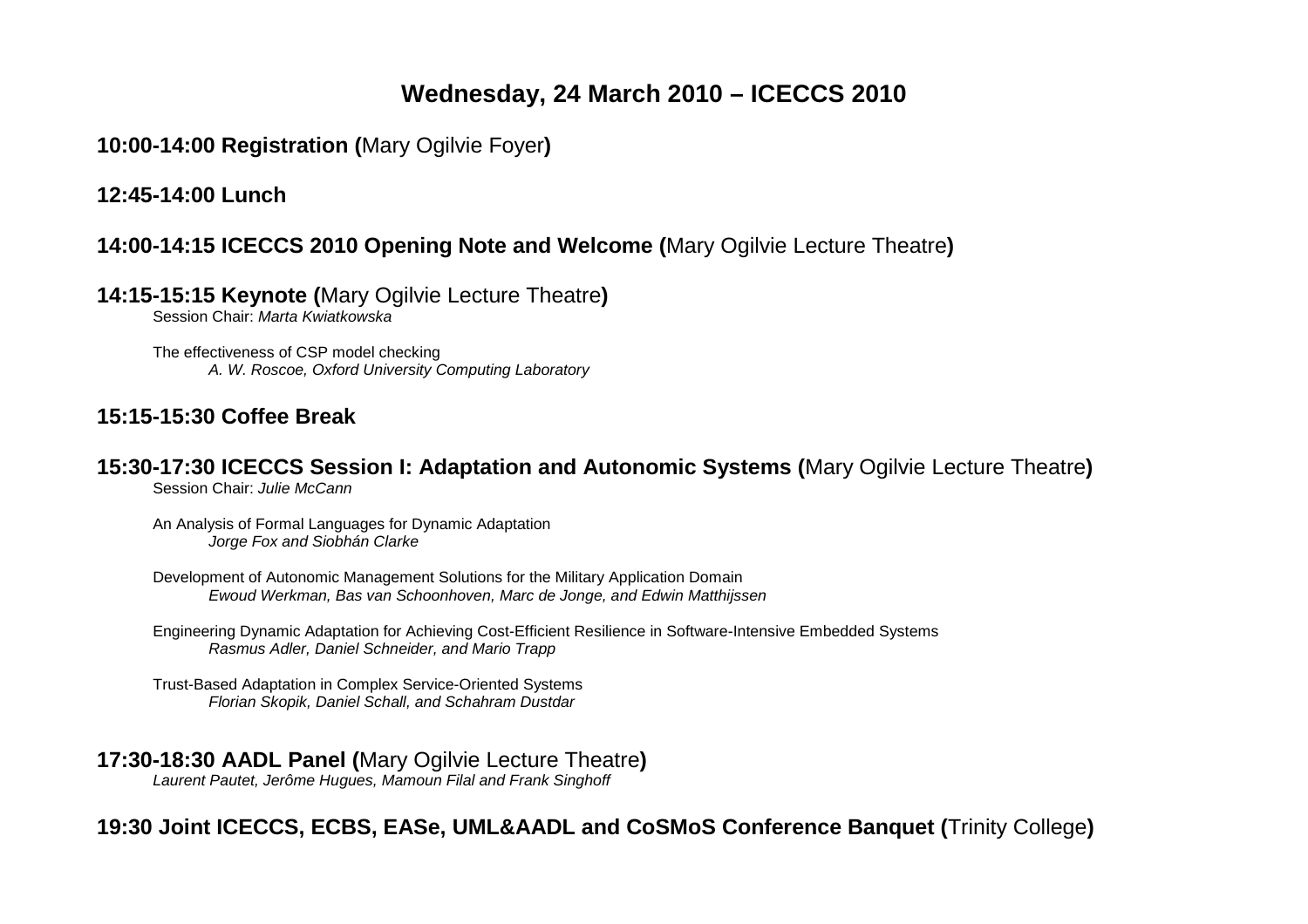# Wednesday, 24 March 2010 – ICECCS 2010

## 10:00-14:00 Registration (Mary Ogilvie Foyer)

## 12:45-14:00 Lunch

## 14:00-14:15 ICECCS 2010 Opening Note and Welcome (Mary Ogilvie Lecture Theatre)

## 14:15-15:15 Keynote (Mary Ogilvie Lecture Theatre)

Session Chair: *Marta Kwiatkowska*

The effectiveness of CSP model checking
*A. W. Roscoe, Oxford University Computing Laboratory*

## 15:15-15:30 Coffee Break

## 15:30-17:30 ICECCS Session I: Adaptation and Autonomic Systems (Mary Ogilvie Lecture Theatre)

Session Chair: *Julie McCann*

An Analysis of Formal Languages for Dynamic Adaptation
*Jorge Fox and Siobhán Clarke*

Development of Autonomic Management Solutions for the Military Application Domain
*Ewoud Werkman, Bas van Schoonhoven, Marc de Jonge, and Edwin Matthijssen*

Engineering Dynamic Adaptation for Achieving Cost-Efficient Resilience in Software-Intensive Embedded Systems
*Rasmus Adler, Daniel Schneider, and Mario Trapp*

Trust-Based Adaptation in Complex Service-Oriented Systems
*Florian Skopik, Daniel Schall, and Schahram Dustdar*

## 17:30-18:30 AADL Panel (Mary Ogilvie Lecture Theatre)

*Laurent Pautet, Jerôme Hugues, Mamoun Filal and Frank Singhoff*

## 19:30 Joint ICECCS, ECBS, EASe, UML&AADL and CoSMoS Conference Banquet (Trinity College)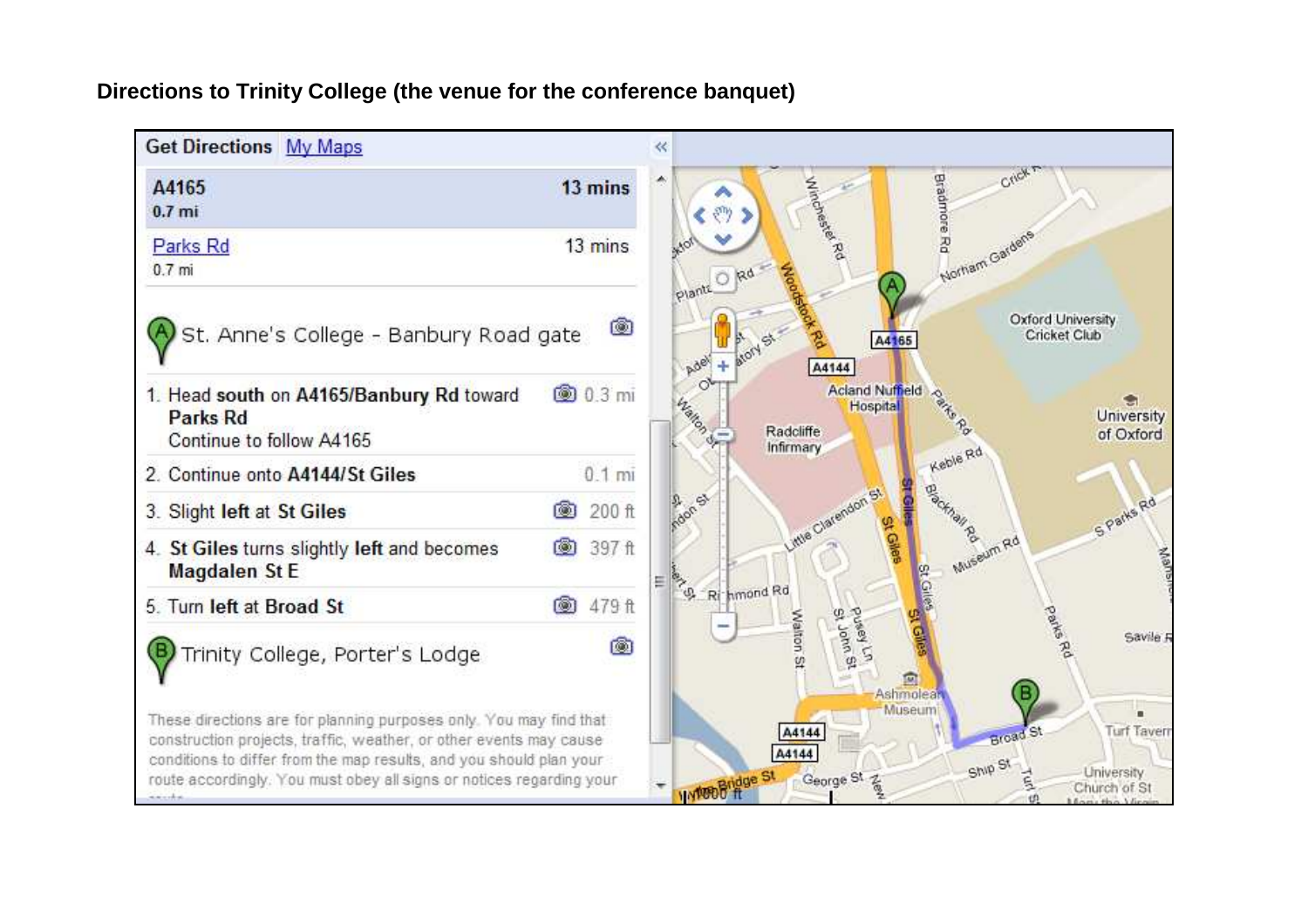**Directions to Trinity College (the venue for the conference banquet)**

Get Directions My Maps

**A4165** 0.7 mi — **13 mins**

Parks Rd 0.7 mi — 13 mins

St. Anne's College - Banbury Road gate

1. Head **south** on **A4165/Banbury Rd** toward **Parks Rd** Continue to follow A4165 — 0.3 mi
2. Continue onto **A4144/St Giles** — 0.1 mi
3. Slight **left** at **St Giles** — 200 ft
4. **St Giles** turns slightly **left** and becomes **Magdalen St E** — 397 ft
5. Turn **left** at **Broad St** — 479 ft

Trinity College, Porter's Lodge

These directions are for planning purposes only. You may find that construction projects, traffic, weather, or other events may cause conditions to differ from the map results, and you should plan your route accordingly. You must obey all signs or notices regarding your route.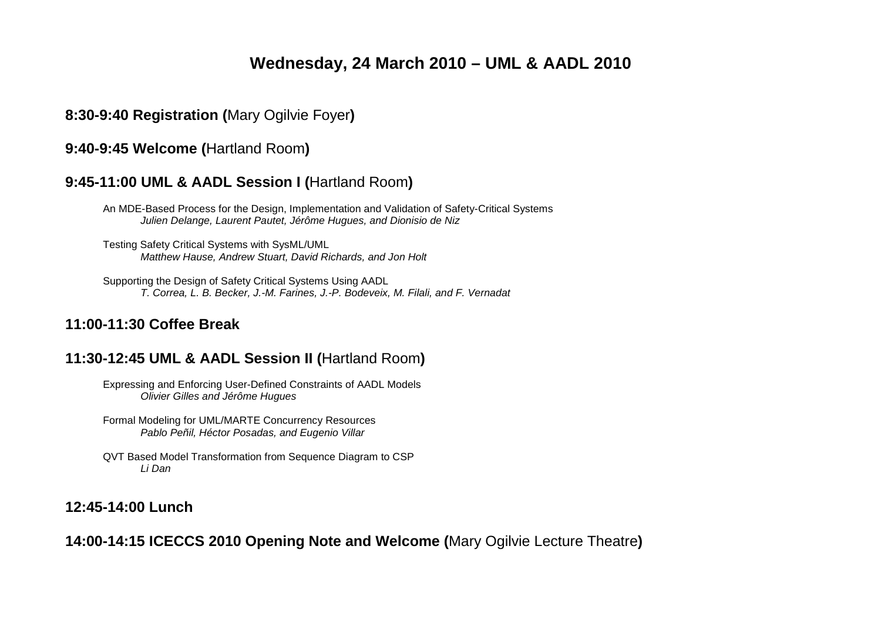# Wednesday, 24 March 2010 – UML & AADL 2010

## **8:30-9:40 Registration (**Mary Ogilvie Foyer**)**

## **9:40-9:45 Welcome (**Hartland Room**)**

## **9:45-11:00 UML & AADL Session I (**Hartland Room**)**

An MDE-Based Process for the Design, Implementation and Validation of Safety-Critical Systems
*Julien Delange, Laurent Pautet, Jérôme Hugues, and Dionisio de Niz*

Testing Safety Critical Systems with SysML/UML
*Matthew Hause, Andrew Stuart, David Richards, and Jon Holt*

Supporting the Design of Safety Critical Systems Using AADL
*T. Correa, L. B. Becker, J.-M. Farines, J.-P. Bodeveix, M. Filali, and F. Vernadat*

## **11:00-11:30 Coffee Break**

## **11:30-12:45 UML & AADL Session II (**Hartland Room**)**

Expressing and Enforcing User-Defined Constraints of AADL Models
*Olivier Gilles and Jérôme Hugues*

Formal Modeling for UML/MARTE Concurrency Resources
*Pablo Peñil, Héctor Posadas, and Eugenio Villar*

QVT Based Model Transformation from Sequence Diagram to CSP
*Li Dan*

## **12:45-14:00 Lunch**

## **14:00-14:15 ICECCS 2010 Opening Note and Welcome (**Mary Ogilvie Lecture Theatre**)**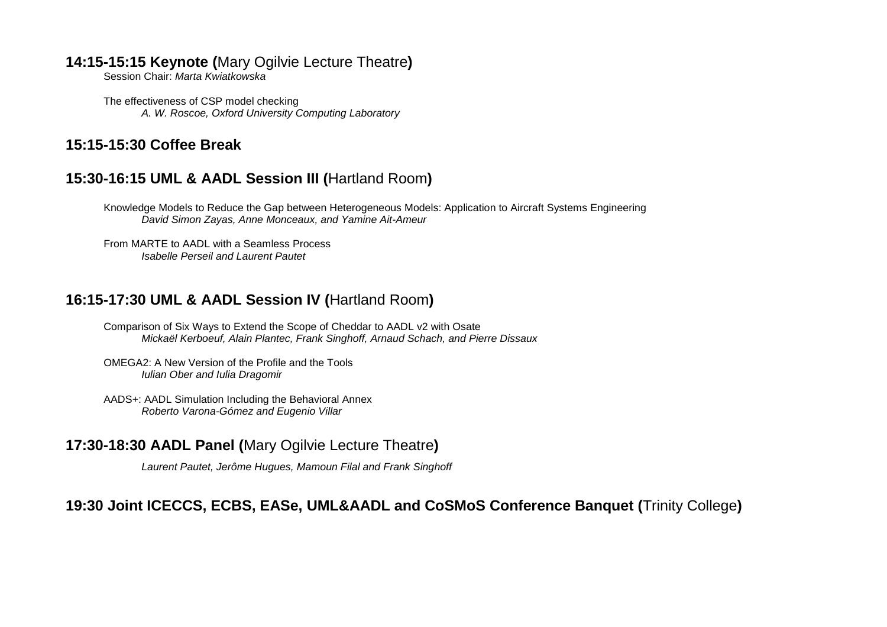## 14:15-15:15 Keynote (Mary Ogilvie Lecture Theatre)

Session Chair: *Marta Kwiatkowska*

The effectiveness of CSP model checking
*A. W. Roscoe, Oxford University Computing Laboratory*

## 15:15-15:30 Coffee Break

## 15:30-16:15 UML & AADL Session III (Hartland Room)

Knowledge Models to Reduce the Gap between Heterogeneous Models: Application to Aircraft Systems Engineering
*David Simon Zayas, Anne Monceaux, and Yamine Ait-Ameur*

From MARTE to AADL with a Seamless Process
*Isabelle Perseil and Laurent Pautet*

## 16:15-17:30 UML & AADL Session IV (Hartland Room)

Comparison of Six Ways to Extend the Scope of Cheddar to AADL v2 with Osate
*Mickaël Kerboeuf, Alain Plantec, Frank Singhoff, Arnaud Schach, and Pierre Dissaux*

OMEGA2: A New Version of the Profile and the Tools
*Iulian Ober and Iulia Dragomir*

AADS+: AADL Simulation Including the Behavioral Annex
*Roberto Varona-Gómez and Eugenio Villar*

## 17:30-18:30 AADL Panel (Mary Ogilvie Lecture Theatre)

*Laurent Pautet, Jerôme Hugues, Mamoun Filal and Frank Singhoff*

## 19:30 Joint ICECCS, ECBS, EASe, UML&AADL and CoSMoS Conference Banquet (Trinity College)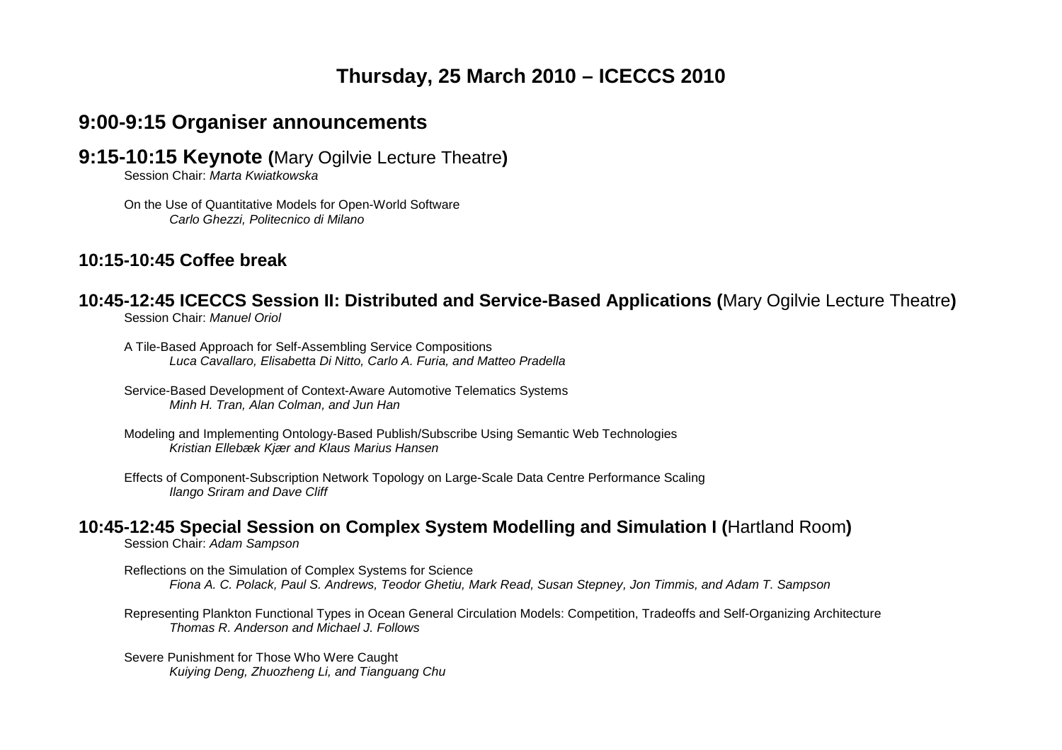# Thursday, 25 March 2010 – ICECCS 2010

## 9:00-9:15 Organiser announcements

## 9:15-10:15 Keynote (Mary Ogilvie Lecture Theatre)

Session Chair: *Marta Kwiatkowska*

On the Use of Quantitative Models for Open-World Software
*Carlo Ghezzi, Politecnico di Milano*

## 10:15-10:45 Coffee break

## 10:45-12:45 ICECCS Session II: Distributed and Service-Based Applications (Mary Ogilvie Lecture Theatre)

Session Chair: *Manuel Oriol*

A Tile-Based Approach for Self-Assembling Service Compositions
*Luca Cavallaro, Elisabetta Di Nitto, Carlo A. Furia, and Matteo Pradella*

Service-Based Development of Context-Aware Automotive Telematics Systems
*Minh H. Tran, Alan Colman, and Jun Han*

Modeling and Implementing Ontology-Based Publish/Subscribe Using Semantic Web Technologies
*Kristian Ellebæk Kjær and Klaus Marius Hansen*

Effects of Component-Subscription Network Topology on Large-Scale Data Centre Performance Scaling
*Ilango Sriram and Dave Cliff*

## 10:45-12:45 Special Session on Complex System Modelling and Simulation I (Hartland Room)

Session Chair: *Adam Sampson*

Reflections on the Simulation of Complex Systems for Science
*Fiona A. C. Polack, Paul S. Andrews, Teodor Ghetiu, Mark Read, Susan Stepney, Jon Timmis, and Adam T. Sampson*

Representing Plankton Functional Types in Ocean General Circulation Models: Competition, Tradeoffs and Self-Organizing Architecture
*Thomas R. Anderson and Michael J. Follows*

Severe Punishment for Those Who Were Caught
*Kuiying Deng, Zhuozheng Li, and Tianguang Chu*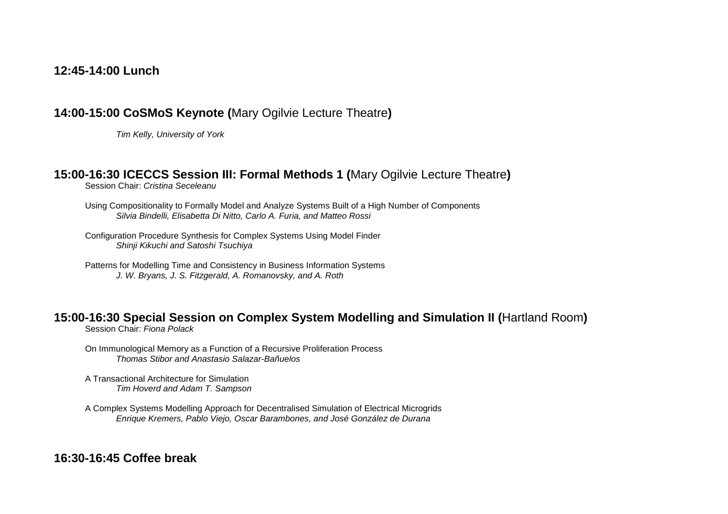### 12:45-14:00 Lunch

### 14:00-15:00 CoSMoS Keynote (Mary Ogilvie Lecture Theatre)

*Tim Kelly, University of York*

### 15:00-16:30 ICECCS Session III: Formal Methods 1 (Mary Ogilvie Lecture Theatre)

Session Chair: *Cristina Seceleanu*

Using Compositionality to Formally Model and Analyze Systems Built of a High Number of Components
*Silvia Bindelli, Elisabetta Di Nitto, Carlo A. Furia, and Matteo Rossi*

Configuration Procedure Synthesis for Complex Systems Using Model Finder
*Shinji Kikuchi and Satoshi Tsuchiya*

Patterns for Modelling Time and Consistency in Business Information Systems
*J. W. Bryans, J. S. Fitzgerald, A. Romanovsky, and A. Roth*

### 15:00-16:30 Special Session on Complex System Modelling and Simulation II (Hartland Room)

Session Chair: *Fiona Polack*

On Immunological Memory as a Function of a Recursive Proliferation Process
*Thomas Stibor and Anastasio Salazar-Bañuelos*

A Transactional Architecture for Simulation
*Tim Hoverd and Adam T. Sampson*

A Complex Systems Modelling Approach for Decentralised Simulation of Electrical Microgrids
*Enrique Kremers, Pablo Viejo, Oscar Barambones, and José González de Durana*

### 16:30-16:45 Coffee break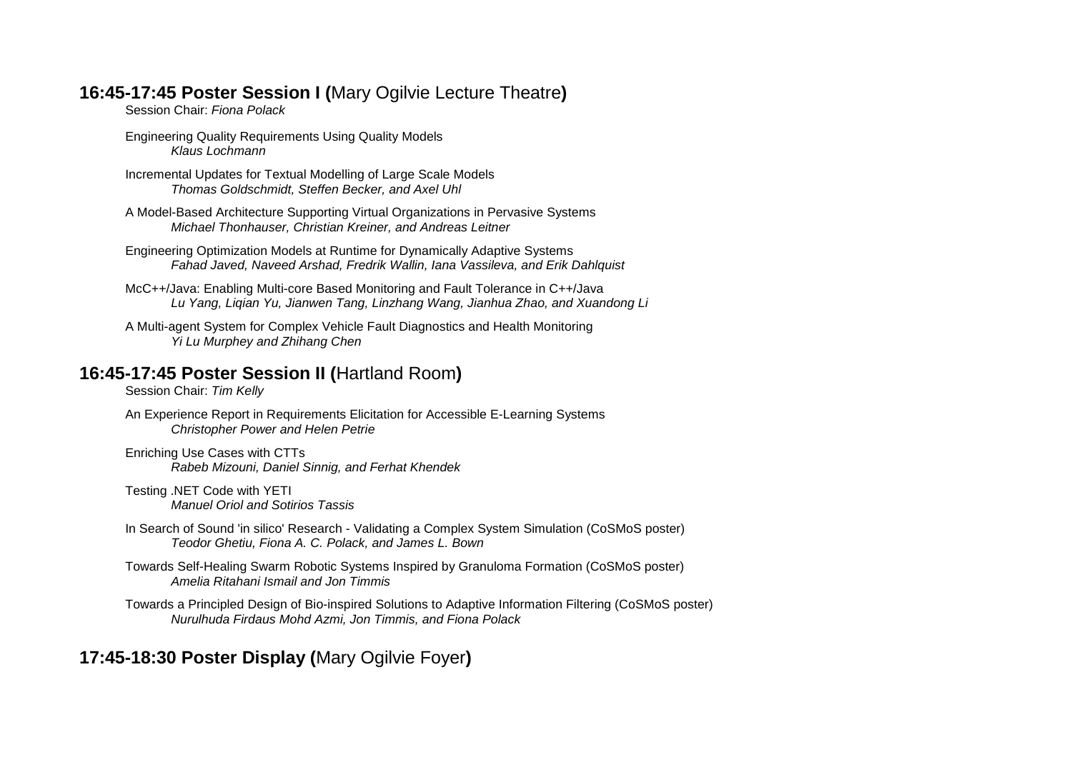## **16:45-17:45 Poster Session I (**Mary Ogilvie Lecture Theatre**)**

Session Chair: *Fiona Polack*

Engineering Quality Requirements Using Quality Models
*Klaus Lochmann*

Incremental Updates for Textual Modelling of Large Scale Models
*Thomas Goldschmidt, Steffen Becker, and Axel Uhl*

A Model-Based Architecture Supporting Virtual Organizations in Pervasive Systems
*Michael Thonhauser, Christian Kreiner, and Andreas Leitner*

Engineering Optimization Models at Runtime for Dynamically Adaptive Systems
*Fahad Javed, Naveed Arshad, Fredrik Wallin, Iana Vassileva, and Erik Dahlquist*

McC++/Java: Enabling Multi-core Based Monitoring and Fault Tolerance in C++/Java
*Lu Yang, Liqian Yu, Jianwen Tang, Linzhang Wang, Jianhua Zhao, and Xuandong Li*

A Multi-agent System for Complex Vehicle Fault Diagnostics and Health Monitoring
*Yi Lu Murphey and Zhihang Chen*

## **16:45-17:45 Poster Session II (**Hartland Room**)**

Session Chair: *Tim Kelly*

An Experience Report in Requirements Elicitation for Accessible E-Learning Systems
*Christopher Power and Helen Petrie*

Enriching Use Cases with CTTs
*Rabeb Mizouni, Daniel Sinnig, and Ferhat Khendek*

Testing .NET Code with YETI
*Manuel Oriol and Sotirios Tassis*

In Search of Sound 'in silico' Research - Validating a Complex System Simulation (CoSMoS poster)
*Teodor Ghetiu, Fiona A. C. Polack, and James L. Bown*

Towards Self-Healing Swarm Robotic Systems Inspired by Granuloma Formation (CoSMoS poster)
*Amelia Ritahani Ismail and Jon Timmis*

Towards a Principled Design of Bio-inspired Solutions to Adaptive Information Filtering (CoSMoS poster)
*Nurulhuda Firdaus Mohd Azmi, Jon Timmis, and Fiona Polack*

## **17:45-18:30 Poster Display (**Mary Ogilvie Foyer**)**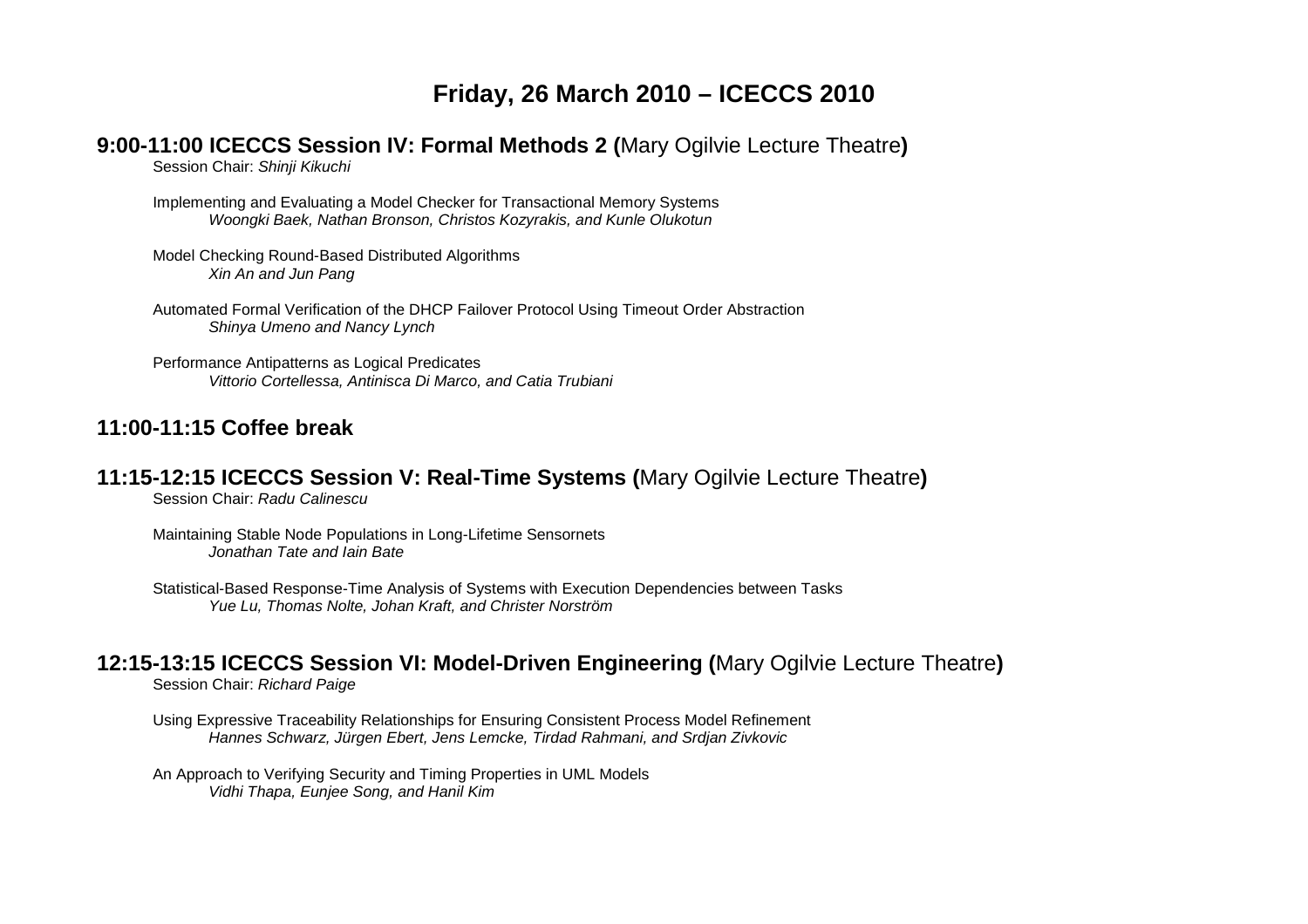# Friday, 26 March 2010 – ICECCS 2010

## 9:00-11:00 ICECCS Session IV: Formal Methods 2 (Mary Ogilvie Lecture Theatre)

Session Chair: *Shinji Kikuchi*

Implementing and Evaluating a Model Checker for Transactional Memory Systems
*Woongki Baek, Nathan Bronson, Christos Kozyrakis, and Kunle Olukotun*

Model Checking Round-Based Distributed Algorithms
*Xin An and Jun Pang*

Automated Formal Verification of the DHCP Failover Protocol Using Timeout Order Abstraction
*Shinya Umeno and Nancy Lynch*

Performance Antipatterns as Logical Predicates
*Vittorio Cortellessa, Antinisca Di Marco, and Catia Trubiani*

## 11:00-11:15 Coffee break

## 11:15-12:15 ICECCS Session V: Real-Time Systems (Mary Ogilvie Lecture Theatre)

Session Chair: *Radu Calinescu*

Maintaining Stable Node Populations in Long-Lifetime Sensornets
*Jonathan Tate and Iain Bate*

Statistical-Based Response-Time Analysis of Systems with Execution Dependencies between Tasks
*Yue Lu, Thomas Nolte, Johan Kraft, and Christer Norström*

## 12:15-13:15 ICECCS Session VI: Model-Driven Engineering (Mary Ogilvie Lecture Theatre)

Session Chair: *Richard Paige*

Using Expressive Traceability Relationships for Ensuring Consistent Process Model Refinement
*Hannes Schwarz, Jürgen Ebert, Jens Lemcke, Tirdad Rahmani, and Srdjan Zivkovic*

An Approach to Verifying Security and Timing Properties in UML Models
*Vidhi Thapa, Eunjee Song, and Hanil Kim*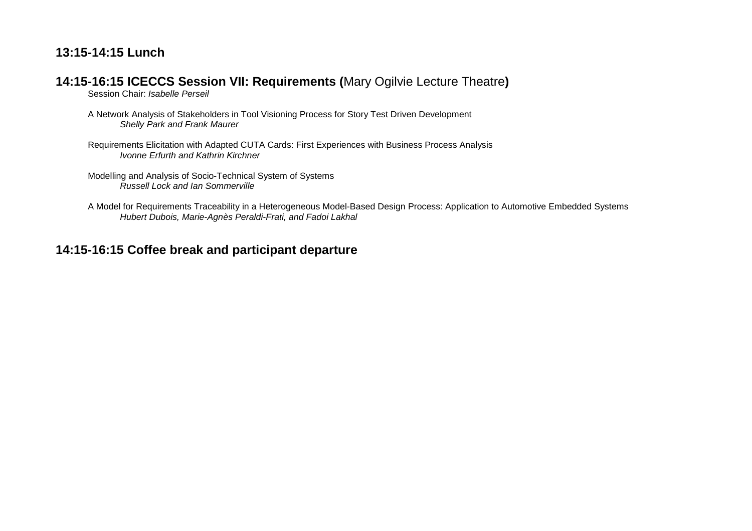## 13:15-14:15 Lunch

## 14:15-16:15 ICECCS Session VII: Requirements (Mary Ogilvie Lecture Theatre)

Session Chair: *Isabelle Perseil*

A Network Analysis of Stakeholders in Tool Visioning Process for Story Test Driven Development
*Shelly Park and Frank Maurer*

Requirements Elicitation with Adapted CUTA Cards: First Experiences with Business Process Analysis
*Ivonne Erfurth and Kathrin Kirchner*

Modelling and Analysis of Socio-Technical System of Systems
*Russell Lock and Ian Sommerville*

A Model for Requirements Traceability in a Heterogeneous Model-Based Design Process: Application to Automotive Embedded Systems
*Hubert Dubois, Marie-Agnès Peraldi-Frati, and Fadoi Lakhal*

## 14:15-16:15 Coffee break and participant departure